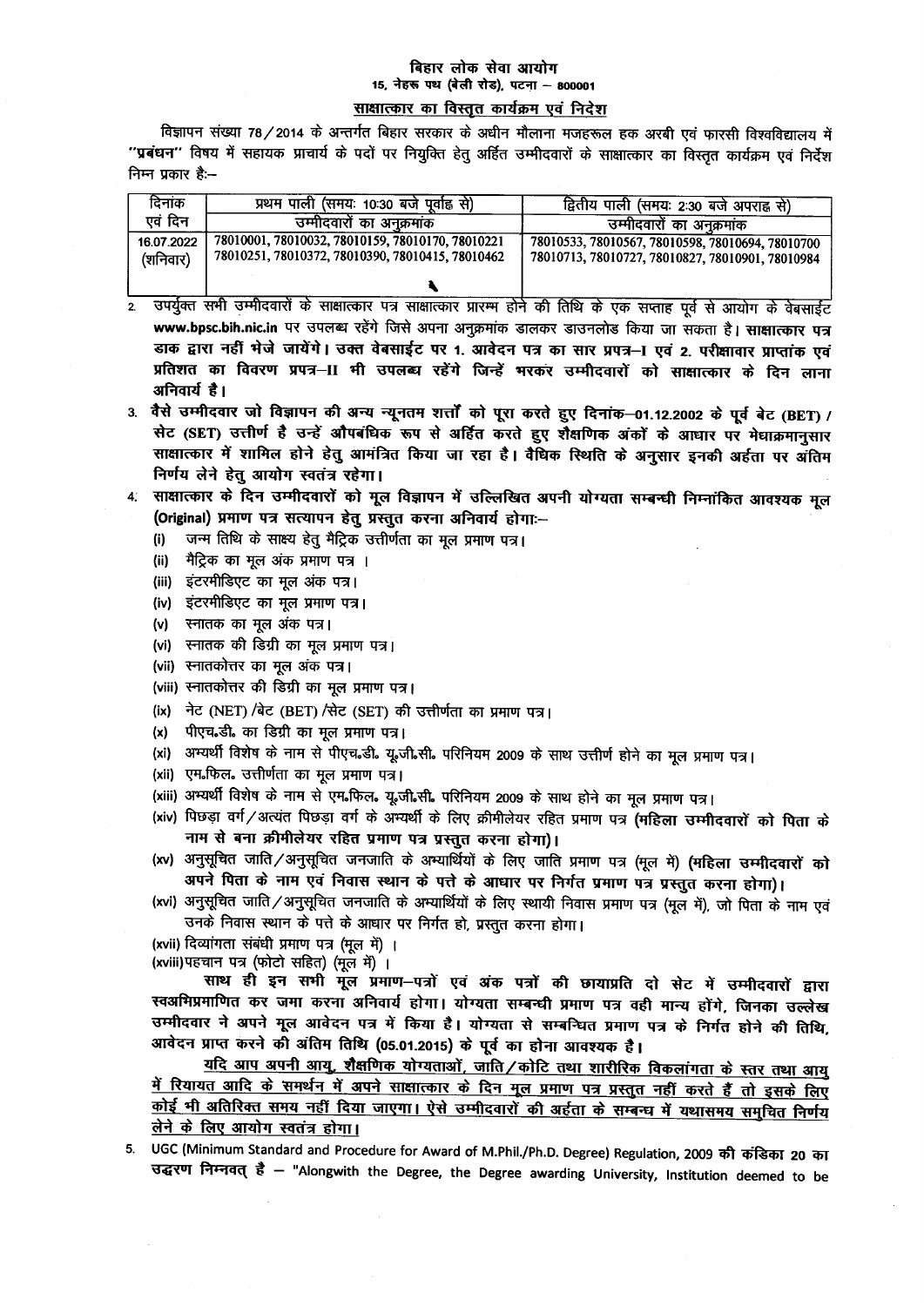**बिहार लोक सेवा आयोग**
**15, नेहरू पथ (बेली रोड), पटना – 800001**

**साक्षात्कार का विस्तृत कार्यक्रम एवं निदेश**

विज्ञापन संख्या 78/2014 के अन्तर्गत बिहार सरकार के अधीन मौलाना मजहरूल हक अरबी एवं फारसी विश्वविद्यालय में "प्रबंधन" विषय में सहायक प्राचार्य के पदों पर नियुक्ति हेतु अर्हित उम्मीदवारों के साक्षात्कार का विस्तृत कार्यक्रम एवं निर्देश निम्न प्रकार है:–

| दिनांक एवं दिन | प्रथम पाली (समयः 10:30 बजे पूर्वाह्न से) उम्मीदवारों का अनुक्रमांक | द्वितीय पाली (समयः 2:30 बजे अपराह्न से) उम्मीदवारों का अनुक्रमांक |
|---|---|---|
| 16.07.2022 (शनिवार) | 78010001, 78010032, 78010159, 78010170, 78010221 78010251, 78010372, 78010390, 78010415, 78010462 | 78010533, 78010567, 78010598, 78010694, 78010700 78010713, 78010727, 78010827, 78010901, 78010984 |

2. उपर्युक्त सभी उम्मीदवारों के साक्षात्कार पत्र साक्षात्कार प्रारम्भ होने की तिथि के एक सप्ताह पूर्व से आयोग के वेबसाईट **www.bpsc.bih.nic.in** पर उपलब्ध रहेंगे जिसे अपना अनुक्रमांक डालकर डाउनलोड किया जा सकता है। **साक्षात्कार पत्र डाक द्वारा नहीं भेजे जायेंगे। उक्त वेबसाईट पर 1. आवेदन पत्र का सार प्रपत्र–I एवं 2. परीक्षावार प्राप्तांक एवं प्रतिशत का विवरण प्रपत्र–II भी उपलब्ध रहेंगे जिन्हें भरकर उम्मीदवारों को साक्षात्कार के दिन लाना अनिवार्य है।**

3. **वैसे उम्मीदवार जो विज्ञापन की अन्य न्यूनतम शर्तों को पूरा करते हुए दिनांक–01.12.2002 के पूर्व बेट (BET) / सेट (SET) उत्तीर्ण है उन्हें औपबंधिक रूप से अर्हित करते हुए शैक्षणिक अंकों के आधार पर मेधाक्रमानुसार साक्षात्कार में शामिल होने हेतु आमंत्रित किया जा रहा है। वैधिक स्थिति के अनुसार इनकी अर्हता पर अंतिम निर्णय लेने हेतु आयोग स्वतंत्र रहेगा।**

4. **साक्षात्कार के दिन उम्मीदवारों को मूल विज्ञापन में उल्लिखित अपनी योग्यता सम्बन्धी निम्नांकित आवश्यक मूल (Original) प्रमाण पत्र सत्यापन हेतु प्रस्तुत करना अनिवार्य होगा:–**
   - (i) जन्म तिथि के साक्ष्य हेतु मैट्रिक उत्तीर्णता का मूल प्रमाण पत्र।
   - (ii) मैट्रिक का मूल अंक प्रमाण पत्र ।
   - (iii) इंटरमीडिएट का मूल अंक पत्र।
   - (iv) इंटरमीडिएट का मूल प्रमाण पत्र।
   - (v) स्नातक का मूल अंक पत्र।
   - (vi) स्नातक की डिग्री का मूल प्रमाण पत्र।
   - (vii) स्नातकोत्तर का मूल अंक पत्र।
   - (viii) स्नातकोत्तर की डिग्री का मूल प्रमाण पत्र।
   - (ix) नेट (NET) /बेट (BET) /सेट (SET) की उत्तीर्णता का प्रमाण पत्र।
   - (x) पीएच.डी. का डिग्री का मूल प्रमाण पत्र।
   - (xi) अभ्यर्थी विशेष के नाम से पीएच.डी. यू.जी.सी. परिनियम 2009 के साथ उत्तीर्ण होने का मूल प्रमाण पत्र।
   - (xii) एम.फिल. उत्तीर्णता का मूल प्रमाण पत्र।
   - (xiii) अभ्यर्थी विशेष के नाम से एम.फिल. यू.जी.सी. परिनियम 2009 के साथ होने का मूल प्रमाण पत्र।
   - (xiv) पिछड़ा वर्ग/अत्यंत पिछड़ा वर्ग के अभ्यर्थी के लिए क्रीमीलेयर रहित प्रमाण पत्र **(महिला उम्मीदवारों को पिता के नाम से बना क्रीमीलेयर रहित प्रमाण पत्र प्रस्तुत करना होगा)।**
   - (xv) अनुसूचित जाति/अनुसूचित जनजाति के अभ्यर्थियों के लिए जाति प्रमाण पत्र (मूल में) **(महिला उम्मीदवारों को अपने पिता के नाम एवं निवास स्थान के पत्ते के आधार पर निर्गत प्रमाण पत्र प्रस्तुत करना होगा)।**
   - (xvi) अनुसूचित जाति/अनुसूचित जनजाति के अभ्यर्थियों के लिए स्थायी निवास प्रमाण पत्र (मूल में), जो पिता के नाम एवं उनके निवास स्थान के पत्ते के आधार पर निर्गत हो, प्रस्तुत करना होगा।
   - (xvii) दिव्यांगता संबंधी प्रमाण पत्र (मूल में) ।
   - (xviii) पहचान पत्र (फोटो सहित) (मूल में) ।

   **साथ ही इन सभी मूल प्रमाण–पत्रों एवं अंक पत्रों की छायाप्रति दो सेट में उम्मीदवारों द्वारा स्वअभिप्रमाणित कर जमा करना अनिवार्य होगा। योग्यता सम्बन्धी प्रमाण पत्र वही मान्य होंगे, जिनका उल्लेख उम्मीदवार ने अपने मूल आवेदन पत्र में किया है। योग्यता से सम्बन्धित प्रमाण पत्र के निर्गत होने की तिथि, आवेदन प्राप्त करने की अंतिम तिथि (05.01.2015) के पूर्व का होना आवश्यक है।**

   **<u>यदि आप अपनी आयु, शैक्षणिक योग्यताओं, जाति/कोटि तथा शारीरिक विकलांगता के स्तर तथा आयु में रियायत आदि के समर्थन में अपने साक्षात्कार के दिन मूल प्रमाण पत्र प्रस्तुत नहीं करते हैं तो इसके लिए कोई भी अतिरिक्त समय नहीं दिया जाएगा। ऐसे उम्मीदवारों की अर्हता के सम्बन्ध में यथासमय समुचित निर्णय लेने के लिए आयोग स्वतंत्र होगा।</u>**

5. UGC (Minimum Standard and Procedure for Award of M.Phil./Ph.D. Degree) Regulation, 2009 **की कंडिका 20 का उद्धरण निम्नवत् है – "Alongwith the Degree, the Degree awarding University, Institution deemed to be**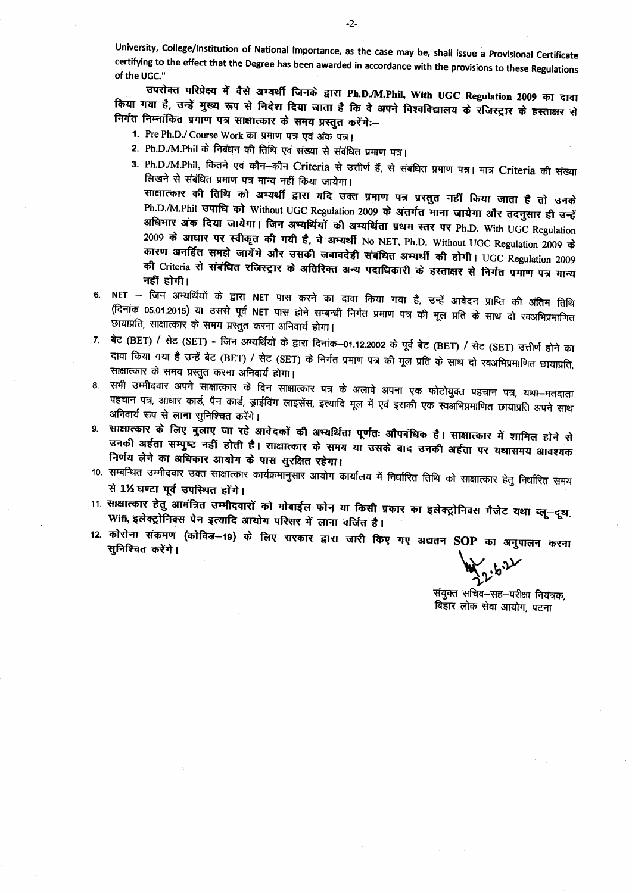University, College/Institution of National Importance, as the case may be, shall issue a Provisional Certificate certifying to the effect that the Degree has been awarded in accordance with the provisions to these Regulations of the UGC."

**उपरोक्त परिप्रेक्ष्य में वैसे अभ्यर्थी जिनके द्वारा Ph.D./M.Phil, With UGC Regulation 2009 का दावा किया गया है, उन्हें मुख्य रूप से निदेश दिया जाता है कि वे अपने विश्वविद्यालय के रजिस्ट्रार के हस्ताक्षर से निर्गत निम्नांकित प्रमाण पत्र साक्षात्कार के समय प्रस्तुत करेंगेः–**

1. Pre Ph.D./ Course Work का प्रमाण पत्र एवं अंक पत्र।
2. Ph.D./M.Phil के निबंधन की तिथि एवं संख्या से संबंधित प्रमाण पत्र।
3. Ph.D./M.Phil, कितने एवं कौन–कौन Criteria से उत्तीर्ण हैं, से संबंधित प्रमाण पत्र। मात्र Criteria की संख्या लिखने से संबंधित प्रमाण पत्र मान्य नहीं किया जायेगा।

**साक्षात्कार की तिथि को अभ्यर्थी द्वारा यदि उक्त प्रमाण पत्र प्रस्तुत नहीं किया जाता है तो उनके Ph.D./M.Phil उपाधि को Without UGC Regulation 2009 के अंतर्गत माना जायेगा और तदनुसार ही उन्हें अधिमार अंक दिया जायेगा। जिन अभ्यर्थियों की अभ्यर्थिता प्रथम स्तर पर Ph.D. With UGC Regulation 2009 के आधार पर स्वीकृत की गयी है, वे अभ्यर्थी No NET, Ph.D. Without UGC Regulation 2009 के कारण अनर्हित समझे जायेंगे और उसकी जवाबदेही संबंधित अभ्यर्थी की होगी। UGC Regulation 2009 की Criteria से संबंधित रजिस्ट्रार के अतिरिक्त अन्य पदाधिकारी के हस्ताक्षर से निर्गत प्रमाण पत्र मान्य नहीं होगी।**

6. NET – जिन अभ्यर्थियों के द्वारा NET पास करने का दावा किया गया है, उन्हें आवेदन प्राप्ति की अंतिम तिथि (दिनांक 05.01.2015) या उससे पूर्व NET पास होने सम्बन्धी निर्गत प्रमाण पत्र की मूल प्रति के साथ दो स्वअभिप्रमाणित छायाप्रति, साक्षात्कार के समय प्रस्तुत करना अनिवार्य होगा।
7. बेट (BET) / सेट (SET) - जिन अभ्यर्थियों के द्वारा दिनांक–01.12.2002 के पूर्व बेट (BET) / सेट (SET) उत्तीर्ण होने का दावा किया गया है उन्हें बेट (BET) / सेट (SET) के निर्गत प्रमाण पत्र की मूल प्रति के साथ दो स्वअभिप्रमाणित छायाप्रति, साक्षात्कार के समय प्रस्तुत करना अनिवार्य होगा।
8. सभी उम्मीदवार अपने साक्षात्कार के दिन साक्षात्कार पत्र के अलावे अपना एक फोटोयुक्त पहचान पत्र, यथा–मतदाता पहचान पत्र, आधार कार्ड, पैन कार्ड, ड्राईविंग लाइसेंस, इत्यादि मूल में एवं इसकी एक स्वअभिप्रमाणित छायाप्रति अपने साथ अनिवार्य रूप से लाना सुनिश्चित करेंगे।
9. **साक्षात्कार के लिए बुलाए जा रहे आवेदकों की अभ्यर्थिता पूर्णतः औपबंधिक है। साक्षात्कार में शामिल होने से उनकी अर्हता सम्पुष्ट नहीं होती है। साक्षात्कार के समय या उसके बाद उनकी अर्हता पर यथासमय आवश्यक निर्णय लेने का अधिकार आयोग के पास सुरक्षित रहेगा।**
10. सम्बन्धित उम्मीदवार उक्त साक्षात्कार कार्यक्रमानुसार आयोग कार्यालय में निर्धारित तिथि को साक्षात्कार हेतु निर्धारित समय से **1½ घण्टा पूर्व उपस्थित होंगे।**
11. **साक्षात्कार हेतु आमंत्रित उम्मीदवारों को मोबाईल फोन या किसी प्रकार का इलेक्ट्रोनिक्स गैजेट यथा ब्लू–दूथ, Wifi, इलेक्ट्रोनिक्स पेन इत्यादि आयोग परिसर में लाना वर्जित है।**
12. **कोरोना संकमण (कोविड–19) के लिए सरकार द्वारा जारी किए गए अद्यतन SOP का अनुपालन करना सुनिश्चित करेंगे।**

22.6.21

संयुक्त सचिव–सह–परीक्षा नियंत्रक,
बिहार लोक सेवा आयोग, पटना